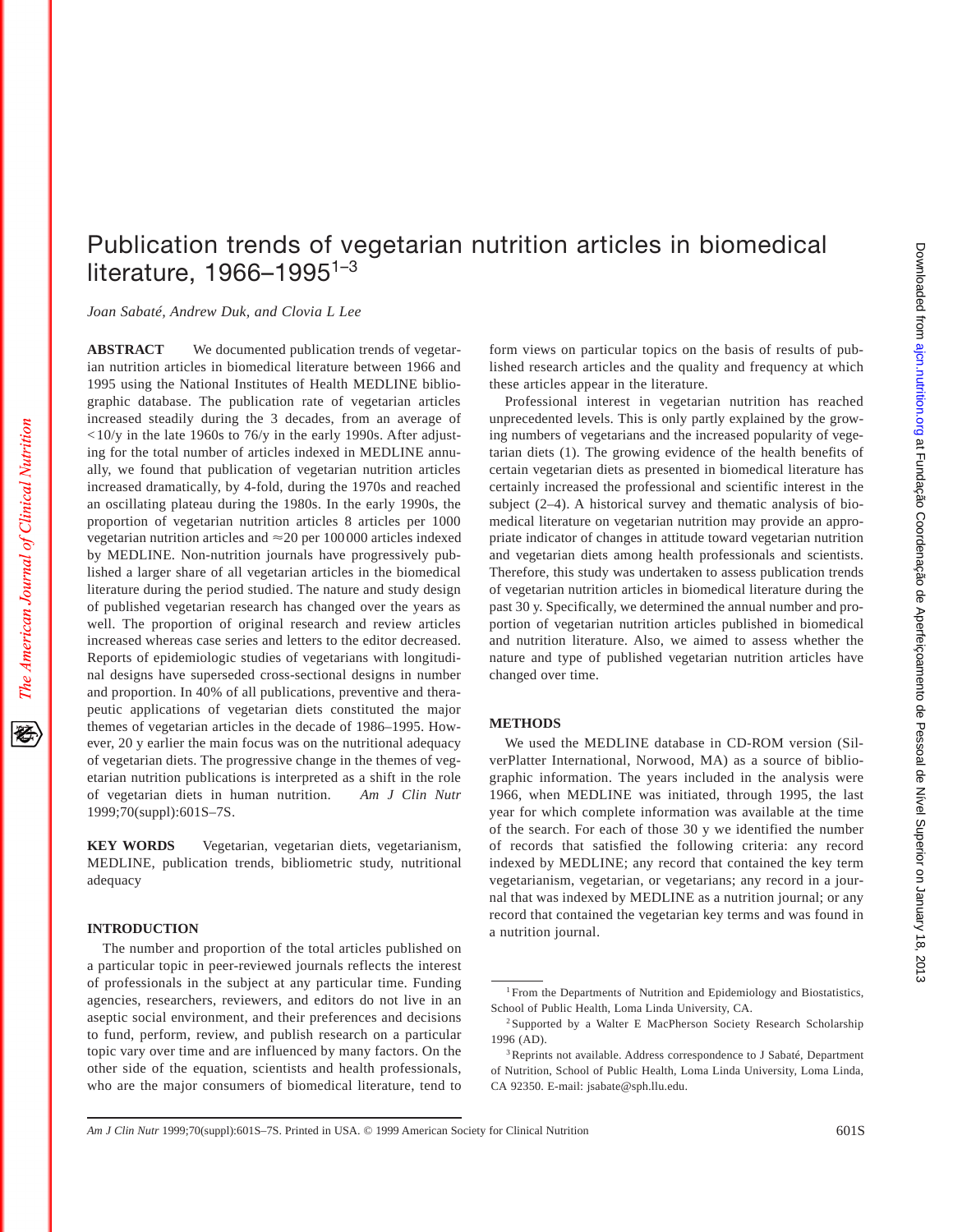# Publication trends of vegetarian nutrition articles in biomedical literature, 1966–1995[1–3]

*Joan Sabaté, Andrew Duk, and Clovia L Lee*

**ABSTRACT** We documented publication trends of vegetarian nutrition articles in biomedical literature between 1966 and 1995 using the National Institutes of Health MEDLINE bibliographic database. The publication rate of vegetarian articles increased steadily during the 3 decades, from an average of <10/y in the late 1960s to 76/y in the early 1990s. After adjusting for the total number of articles indexed in MEDLINE annually, we found that publication of vegetarian nutrition articles increased dramatically, by 4-fold, during the 1970s and reached an oscillating plateau during the 1980s. In the early 1990s, the proportion of vegetarian nutrition articles 8 articles per 1000 vegetarian nutrition articles and ≈20 per 100 000 articles indexed by MEDLINE. Non-nutrition journals have progressively published a larger share of all vegetarian articles in the biomedical literature during the period studied. The nature and study design of published vegetarian research has changed over the years as well. The proportion of original research and review articles increased whereas case series and letters to the editor decreased. Reports of epidemiologic studies of vegetarians with longitudinal designs have superseded cross-sectional designs in number and proportion. In 40% of all publications, preventive and therapeutic applications of vegetarian diets constituted the major themes of vegetarian articles in the decade of 1986–1995. However, 20 y earlier the main focus was on the nutritional adequacy of vegetarian diets. The progressive change in the themes of vegetarian nutrition publications is interpreted as a shift in the role of vegetarian diets in human nutrition. *Am J Clin Nutr* 1999;70(suppl):601S–7S.

**KEY WORDS** Vegetarian, vegetarian diets, vegetarianism, MEDLINE, publication trends, bibliometric study, nutritional adequacy

## INTRODUCTION

The number and proportion of the total articles published on a particular topic in peer-reviewed journals reflects the interest of professionals in the subject at any particular time. Funding agencies, researchers, reviewers, and editors do not live in an aseptic social environment, and their preferences and decisions to fund, perform, review, and publish research on a particular topic vary over time and are influenced by many factors. On the other side of the equation, scientists and health professionals, who are the major consumers of biomedical literature, tend to form views on particular topics on the basis of results of published research articles and the quality and frequency at which these articles appear in the literature.

Professional interest in vegetarian nutrition has reached unprecedented levels. This is only partly explained by the growing numbers of vegetarians and the increased popularity of vegetarian diets (1). The growing evidence of the health benefits of certain vegetarian diets as presented in biomedical literature has certainly increased the professional and scientific interest in the subject (2–4). A historical survey and thematic analysis of biomedical literature on vegetarian nutrition may provide an appropriate indicator of changes in attitude toward vegetarian nutrition and vegetarian diets among health professionals and scientists. Therefore, this study was undertaken to assess publication trends of vegetarian nutrition articles in biomedical literature during the past 30 y. Specifically, we determined the annual number and proportion of vegetarian nutrition articles published in biomedical and nutrition literature. Also, we aimed to assess whether the nature and type of published vegetarian nutrition articles have changed over time.

## METHODS

We used the MEDLINE database in CD-ROM version (SilverPlatter International, Norwood, MA) as a source of bibliographic information. The years included in the analysis were 1966, when MEDLINE was initiated, through 1995, the last year for which complete information was available at the time of the search. For each of those 30 y we identified the number of records that satisfied the following criteria: any record indexed by MEDLINE; any record that contained the key term vegetarianism, vegetarian, or vegetarians; any record in a journal that was indexed by MEDLINE as a nutrition journal; or any record that contained the vegetarian key terms and was found in a nutrition journal.

[1] From the Departments of Nutrition and Epidemiology and Biostatistics, School of Public Health, Loma Linda University, CA.

[2] Supported by a Walter E MacPherson Society Research Scholarship 1996 (AD).

[3] Reprints not available. Address correspondence to J Sabaté, Department of Nutrition, School of Public Health, Loma Linda University, Loma Linda, CA 92350. E-mail: jsabate@sph.llu.edu.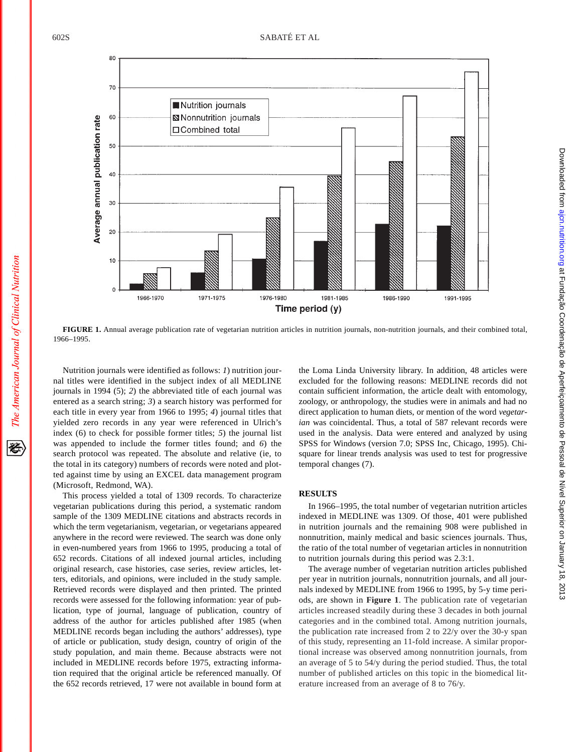FIGURE 1. Annual average publication rate of vegetarian nutrition articles in nutrition journals, non-nutrition journals, and their combined total, 1966–1995.

Nutrition journals were identified as follows: *1*) nutrition journal titles were identified in the subject index of all MEDLINE journals in 1994 (5); *2*) the abbreviated title of each journal was entered as a search string; *3*) a search history was performed for each title in every year from 1966 to 1995; *4*) journal titles that yielded zero records in any year were referenced in Ulrich's index (6) to check for possible former titles; *5*) the journal list was appended to include the former titles found; and *6*) the search protocol was repeated. The absolute and relative (ie, to the total in its category) numbers of records were noted and plotted against time by using an EXCEL data management program (Microsoft, Redmond, WA).

This process yielded a total of 1309 records. To characterize vegetarian publications during this period, a systematic random sample of the 1309 MEDLINE citations and abstracts records in which the term vegetarianism, vegetarian, or vegetarians appeared anywhere in the record were reviewed. The search was done only in even-numbered years from 1966 to 1995, producing a total of 652 records. Citations of all indexed journal articles, including original research, case histories, case series, review articles, letters, editorials, and opinions, were included in the study sample. Retrieved records were displayed and then printed. The printed records were assessed for the following information: year of publication, type of journal, language of publication, country of address of the author for articles published after 1985 (when MEDLINE records began including the authors' addresses), type of article or publication, study design, country of origin of the study population, and main theme. Because abstracts were not included in MEDLINE records before 1975, extracting information required that the original article be referenced manually. Of the 652 records retrieved, 17 were not available in bound form at the Loma Linda University library. In addition, 48 articles were excluded for the following reasons: MEDLINE records did not contain sufficient information, the article dealt with entomology, zoology, or anthropology, the studies were in animals and had no direct application to human diets, or mention of the word *vegetarian* was coincidental. Thus, a total of 587 relevant records were used in the analysis. Data were entered and analyzed by using SPSS for Windows (version 7.0; SPSS Inc, Chicago, 1995). Chi-square for linear trends analysis was used to test for progressive temporal changes (7).

## RESULTS

In 1966–1995, the total number of vegetarian nutrition articles indexed in MEDLINE was 1309. Of those, 401 were published in nutrition journals and the remaining 908 were published in nonnutrition, mainly medical and basic sciences journals. Thus, the ratio of the total number of vegetarian articles in nonnutrition to nutrition journals during this period was 2.3:1.

The average number of vegetarian nutrition articles published per year in nutrition journals, nonnutrition journals, and all journals indexed by MEDLINE from 1966 to 1995, by 5-y time periods, are shown in **Figure 1**. The publication rate of vegetarian articles increased steadily during these 3 decades in both journal categories and in the combined total. Among nutrition journals, the publication rate increased from 2 to 22/y over the 30-y span of this study, representing an 11-fold increase. A similar proportional increase was observed among nonnutrition journals, from an average of 5 to 54/y during the period studied. Thus, the total number of published articles on this topic in the biomedical literature increased from an average of 8 to 76/y.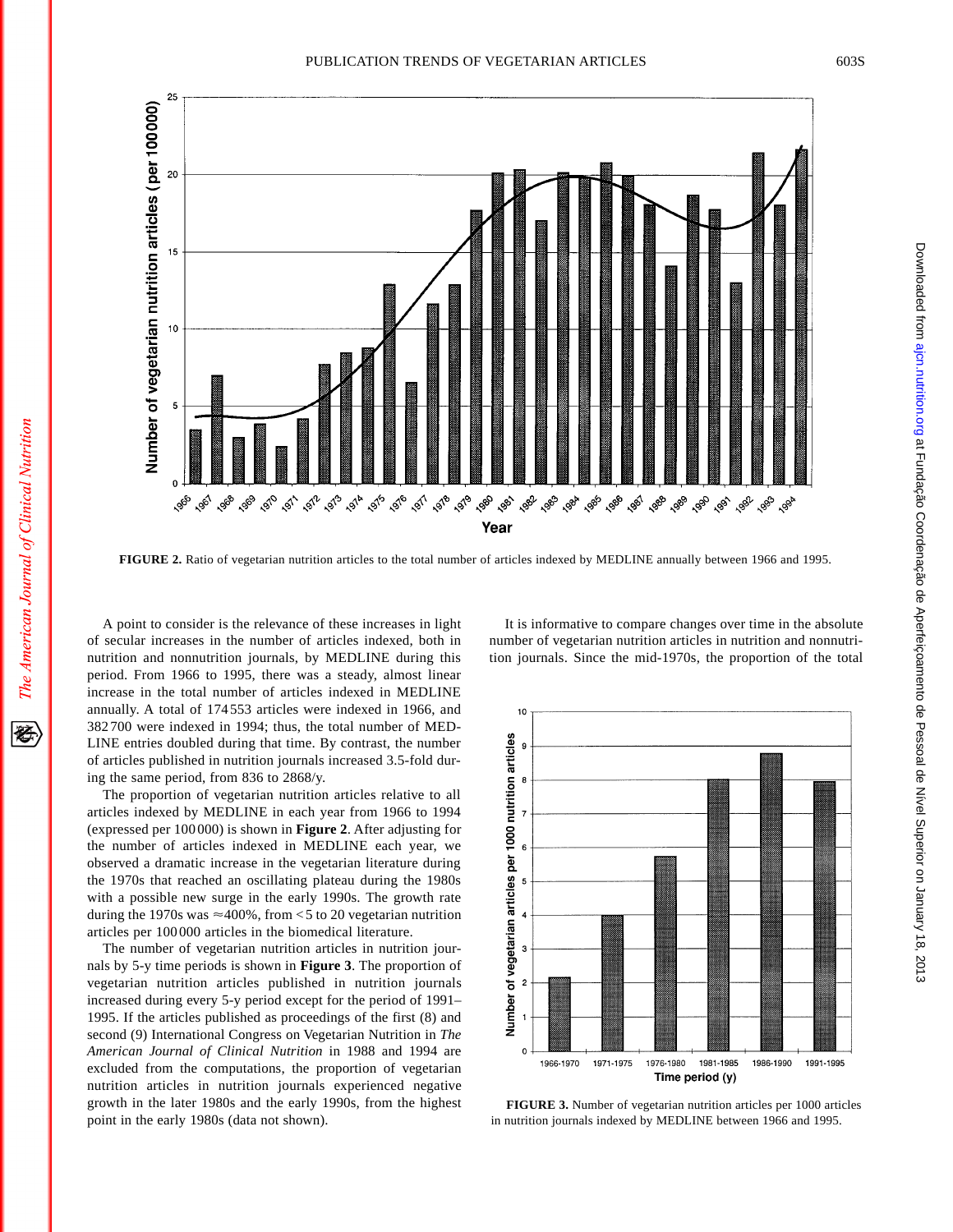**FIGURE 2.** Ratio of vegetarian nutrition articles to the total number of articles indexed by MEDLINE annually between 1966 and 1995.

A point to consider is the relevance of these increases in light of secular increases in the number of articles indexed, both in nutrition and nonnutrition journals, by MEDLINE during this period. From 1966 to 1995, there was a steady, almost linear increase in the total number of articles indexed in MEDLINE annually. A total of 174 553 articles were indexed in 1966, and 382 700 were indexed in 1994; thus, the total number of MEDLINE entries doubled during that time. By contrast, the number of articles published in nutrition journals increased 3.5-fold during the same period, from 836 to 2868/y.

The proportion of vegetarian nutrition articles relative to all articles indexed by MEDLINE in each year from 1966 to 1994 (expressed per 100 000) is shown in **Figure 2**. After adjusting for the number of articles indexed in MEDLINE each year, we observed a dramatic increase in the vegetarian literature during the 1970s that reached an oscillating plateau during the 1980s with a possible new surge in the early 1990s. The growth rate during the 1970s was ≈400%, from <5 to 20 vegetarian nutrition articles per 100 000 articles in the biomedical literature.

The number of vegetarian nutrition articles in nutrition journals by 5-y time periods is shown in **Figure 3**. The proportion of vegetarian nutrition articles published in nutrition journals increased during every 5-y period except for the period of 1991–1995. If the articles published as proceedings of the first (8) and second (9) International Congress on Vegetarian Nutrition in *The American Journal of Clinical Nutrition* in 1988 and 1994 are excluded from the computations, the proportion of vegetarian nutrition articles in nutrition journals experienced negative growth in the later 1980s and the early 1990s, from the highest point in the early 1980s (data not shown).

It is informative to compare changes over time in the absolute number of vegetarian nutrition articles in nutrition and nonnutrition journals. Since the mid-1970s, the proportion of the total

**FIGURE 3.** Number of vegetarian nutrition articles per 1000 articles in nutrition journals indexed by MEDLINE between 1966 and 1995.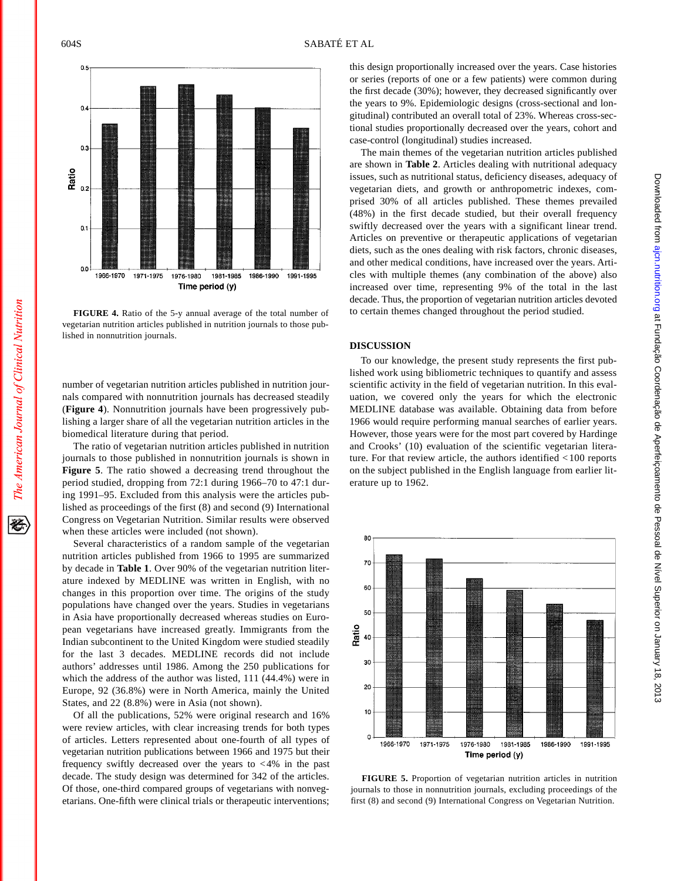FIGURE 4. Ratio of the 5-y annual average of the total number of vegetarian nutrition articles published in nutrition journals to those published in nonnutrition journals.

number of vegetarian nutrition articles published in nutrition journals compared with nonnutrition journals has decreased steadily (**Figure 4**). Nonnutrition journals have been progressively publishing a larger share of all the vegetarian nutrition articles in the biomedical literature during that period.

The ratio of vegetarian nutrition articles published in nutrition journals to those published in nonnutrition journals is shown in **Figure 5**. The ratio showed a decreasing trend throughout the period studied, dropping from 72:1 during 1966–70 to 47:1 during 1991–95. Excluded from this analysis were the articles published as proceedings of the first (8) and second (9) International Congress on Vegetarian Nutrition. Similar results were observed when these articles were included (not shown).

Several characteristics of a random sample of the vegetarian nutrition articles published from 1966 to 1995 are summarized by decade in **Table 1**. Over 90% of the vegetarian nutrition literature indexed by MEDLINE was written in English, with no changes in this proportion over time. The origins of the study populations have changed over the years. Studies in vegetarians in Asia have proportionally decreased whereas studies on European vegetarians have increased greatly. Immigrants from the Indian subcontinent to the United Kingdom were studied steadily for the last 3 decades. MEDLINE records did not include authors' addresses until 1986. Among the 250 publications for which the address of the author was listed, 111 (44.4%) were in Europe, 92 (36.8%) were in North America, mainly the United States, and 22 (8.8%) were in Asia (not shown).

Of all the publications, 52% were original research and 16% were review articles, with clear increasing trends for both types of articles. Letters represented about one-fourth of all types of vegetarian nutrition publications between 1966 and 1975 but their frequency swiftly decreased over the years to <4% in the past decade. The study design was determined for 342 of the articles. Of those, one-third compared groups of vegetarians with nonvegetarians. One-fifth were clinical trials or therapeutic interventions; this design proportionally increased over the years. Case histories or series (reports of one or a few patients) were common during the first decade (30%); however, they decreased significantly over the years to 9%. Epidemiologic designs (cross-sectional and longitudinal) contributed an overall total of 23%. Whereas cross-sectional studies proportionally decreased over the years, cohort and case-control (longitudinal) studies increased.

The main themes of the vegetarian nutrition articles published are shown in **Table 2**. Articles dealing with nutritional adequacy issues, such as nutritional status, deficiency diseases, adequacy of vegetarian diets, and growth or anthropometric indexes, comprised 30% of all articles published. These themes prevailed (48%) in the first decade studied, but their overall frequency swiftly decreased over the years with a significant linear trend. Articles on preventive or therapeutic applications of vegetarian diets, such as the ones dealing with risk factors, chronic diseases, and other medical conditions, have increased over the years. Articles with multiple themes (any combination of the above) also increased over time, representing 9% of the total in the last decade. Thus, the proportion of vegetarian nutrition articles devoted to certain themes changed throughout the period studied.

## DISCUSSION

To our knowledge, the present study represents the first published work using bibliometric techniques to quantify and assess scientific activity in the field of vegetarian nutrition. In this evaluation, we covered only the years for which the electronic MEDLINE database was available. Obtaining data from before 1966 would require performing manual searches of earlier years. However, those years were for the most part covered by Hardinge and Crooks' (10) evaluation of the scientific vegetarian literature. For that review article, the authors identified <100 reports on the subject published in the English language from earlier literature up to 1962.

FIGURE 5. Proportion of vegetarian nutrition articles in nutrition journals to those in nonnutrition journals, excluding proceedings of the first (8) and second (9) International Congress on Vegetarian Nutrition.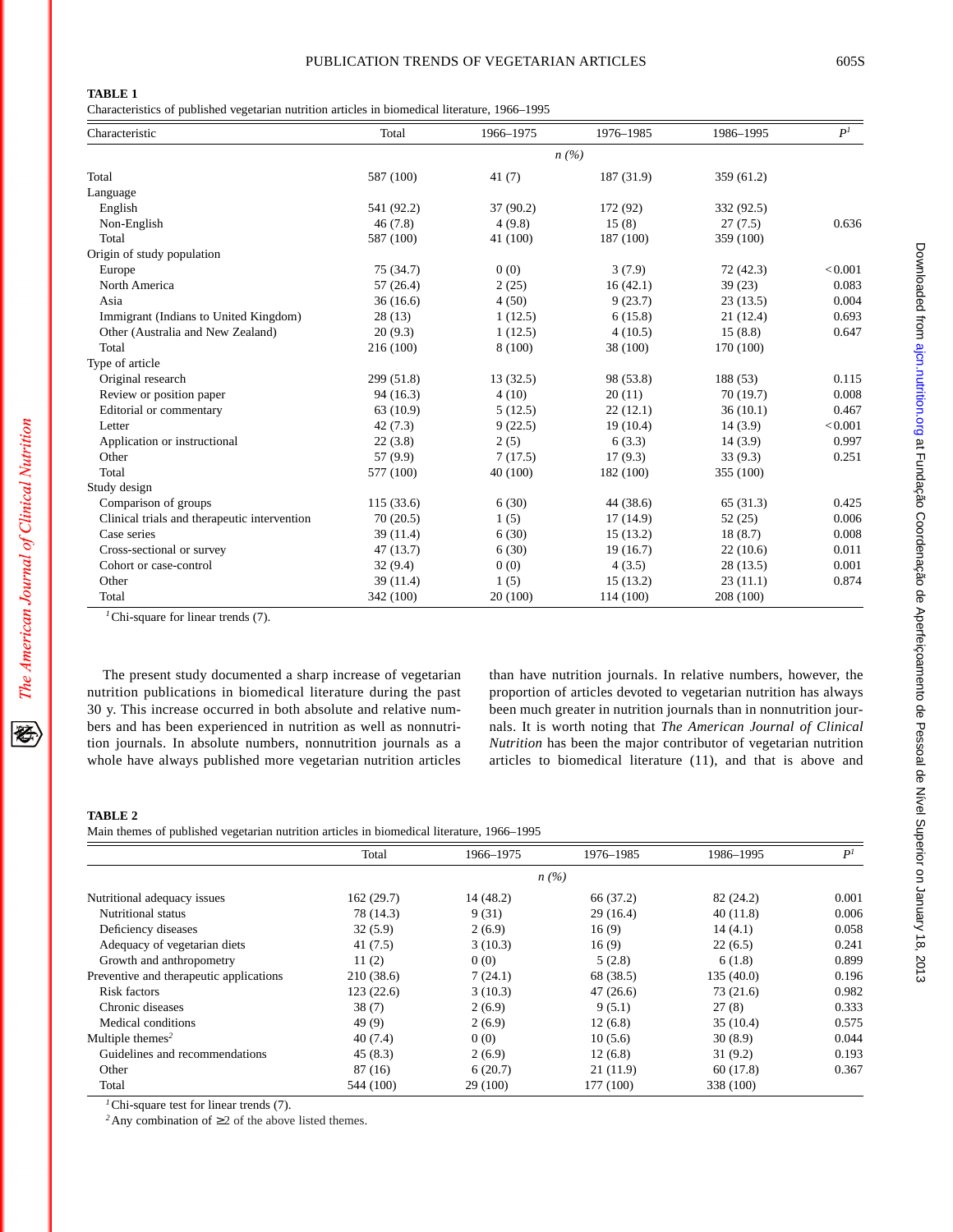**TABLE 1**

Characteristics of published vegetarian nutrition articles in biomedical literature, 1966–1995

| Characteristic | Total | 1966–1975 | 1976–1985 | 1986–1995 | $P$[1] |
|---|---|---|---|---|---|
| | | | *n (%)* | | |
| Total | 587 (100) | 41 (7) | 187 (31.9) | 359 (61.2) | |
| Language | | | | | |
| English | 541 (92.2) | 37 (90.2) | 172 (92) | 332 (92.5) | |
| Non-English | 46 (7.8) | 4 (9.8) | 15 (8) | 27 (7.5) | 0.636 |
| Total | 587 (100) | 41 (100) | 187 (100) | 359 (100) | |
| Origin of study population | | | | | |
| Europe | 75 (34.7) | 0 (0) | 3 (7.9) | 72 (42.3) | <0.001 |
| North America | 57 (26.4) | 2 (25) | 16 (42.1) | 39 (23) | 0.083 |
| Asia | 36 (16.6) | 4 (50) | 9 (23.7) | 23 (13.5) | 0.004 |
| Immigrant (Indians to United Kingdom) | 28 (13) | 1 (12.5) | 6 (15.8) | 21 (12.4) | 0.693 |
| Other (Australia and New Zealand) | 20 (9.3) | 1 (12.5) | 4 (10.5) | 15 (8.8) | 0.647 |
| Total | 216 (100) | 8 (100) | 38 (100) | 170 (100) | |
| Type of article | | | | | |
| Original research | 299 (51.8) | 13 (32.5) | 98 (53.8) | 188 (53) | 0.115 |
| Review or position paper | 94 (16.3) | 4 (10) | 20 (11) | 70 (19.7) | 0.008 |
| Editorial or commentary | 63 (10.9) | 5 (12.5) | 22 (12.1) | 36 (10.1) | 0.467 |
| Letter | 42 (7.3) | 9 (22.5) | 19 (10.4) | 14 (3.9) | <0.001 |
| Application or instructional | 22 (3.8) | 2 (5) | 6 (3.3) | 14 (3.9) | 0.997 |
| Other | 57 (9.9) | 7 (17.5) | 17 (9.3) | 33 (9.3) | 0.251 |
| Total | 577 (100) | 40 (100) | 182 (100) | 355 (100) | |
| Study design | | | | | |
| Comparison of groups | 115 (33.6) | 6 (30) | 44 (38.6) | 65 (31.3) | 0.425 |
| Clinical trials and therapeutic intervention | 70 (20.5) | 1 (5) | 17 (14.9) | 52 (25) | 0.006 |
| Case series | 39 (11.4) | 6 (30) | 15 (13.2) | 18 (8.7) | 0.008 |
| Cross-sectional or survey | 47 (13.7) | 6 (30) | 19 (16.7) | 22 (10.6) | 0.011 |
| Cohort or case-control | 32 (9.4) | 0 (0) | 4 (3.5) | 28 (13.5) | 0.001 |
| Other | 39 (11.4) | 1 (5) | 15 (13.2) | 23 (11.1) | 0.874 |
| Total | 342 (100) | 20 (100) | 114 (100) | 208 (100) | |

[1] Chi-square for linear trends (7).

The present study documented a sharp increase of vegetarian nutrition publications in biomedical literature during the past 30 y. This increase occurred in both absolute and relative numbers and has been experienced in nutrition as well as nonnutrition journals. In absolute numbers, nonnutrition journals as a whole have always published more vegetarian nutrition articles than have nutrition journals. In relative numbers, however, the proportion of articles devoted to vegetarian nutrition has always been much greater in nutrition journals than in nonnutrition journals. It is worth noting that *The American Journal of Clinical Nutrition* has been the major contributor of vegetarian nutrition articles to biomedical literature (11), and that is above and

**TABLE 2**

Main themes of published vegetarian nutrition articles in biomedical literature, 1966–1995

| | Total | 1966–1975 | 1976–1985 | 1986–1995 | $P$[1] |
|---|---|---|---|---|---|
| | | | *n (%)* | | |
| Nutritional adequacy issues | 162 (29.7) | 14 (48.2) | 66 (37.2) | 82 (24.2) | 0.001 |
| Nutritional status | 78 (14.3) | 9 (31) | 29 (16.4) | 40 (11.8) | 0.006 |
| Deficiency diseases | 32 (5.9) | 2 (6.9) | 16 (9) | 14 (4.1) | 0.058 |
| Adequacy of vegetarian diets | 41 (7.5) | 3 (10.3) | 16 (9) | 22 (6.5) | 0.241 |
| Growth and anthropometry | 11 (2) | 0 (0) | 5 (2.8) | 6 (1.8) | 0.899 |
| Preventive and therapeutic applications | 210 (38.6) | 7 (24.1) | 68 (38.5) | 135 (40.0) | 0.196 |
| Risk factors | 123 (22.6) | 3 (10.3) | 47 (26.6) | 73 (21.6) | 0.982 |
| Chronic diseases | 38 (7) | 2 (6.9) | 9 (5.1) | 27 (8) | 0.333 |
| Medical conditions | 49 (9) | 2 (6.9) | 12 (6.8) | 35 (10.4) | 0.575 |
| Multiple themes[2] | 40 (7.4) | 0 (0) | 10 (5.6) | 30 (8.9) | 0.044 |
| Guidelines and recommendations | 45 (8.3) | 2 (6.9) | 12 (6.8) | 31 (9.2) | 0.193 |
| Other | 87 (16) | 6 (20.7) | 21 (11.9) | 60 (17.8) | 0.367 |
| Total | 544 (100) | 29 (100) | 177 (100) | 338 (100) | |

[1] Chi-square test for linear trends (7).

[2] Any combination of ≥2 of the above listed themes.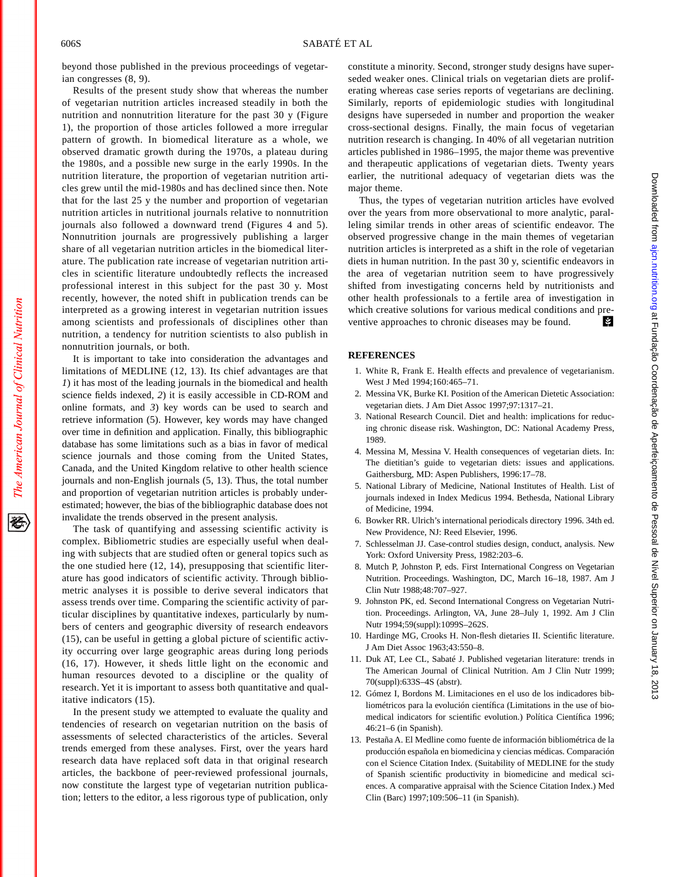beyond those published in the previous proceedings of vegetarian congresses (8, 9).

Results of the present study show that whereas the number of vegetarian nutrition articles increased steadily in both the nutrition and nonnutrition literature for the past 30 y (Figure 1), the proportion of those articles followed a more irregular pattern of growth. In biomedical literature as a whole, we observed dramatic growth during the 1970s, a plateau during the 1980s, and a possible new surge in the early 1990s. In the nutrition literature, the proportion of vegetarian nutrition articles grew until the mid-1980s and has declined since then. Note that for the last 25 y the number and proportion of vegetarian nutrition articles in nutritional journals relative to nonnutrition journals also followed a downward trend (Figures 4 and 5). Nonnutrition journals are progressively publishing a larger share of all vegetarian nutrition articles in the biomedical literature. The publication rate increase of vegetarian nutrition articles in scientific literature undoubtedly reflects the increased professional interest in this subject for the past 30 y. Most recently, however, the noted shift in publication trends can be interpreted as a growing interest in vegetarian nutrition issues among scientists and professionals of disciplines other than nutrition, a tendency for nutrition scientists to also publish in nonnutrition journals, or both.

It is important to take into consideration the advantages and limitations of MEDLINE (12, 13). Its chief advantages are that *1*) it has most of the leading journals in the biomedical and health science fields indexed, *2*) it is easily accessible in CD-ROM and online formats, and *3*) key words can be used to search and retrieve information (5). However, key words may have changed over time in definition and application. Finally, this bibliographic database has some limitations such as a bias in favor of medical science journals and those coming from the United States, Canada, and the United Kingdom relative to other health science journals and non-English journals (5, 13). Thus, the total number and proportion of vegetarian nutrition articles is probably underestimated; however, the bias of the bibliographic database does not invalidate the trends observed in the present analysis.

The task of quantifying and assessing scientific activity is complex. Bibliometric studies are especially useful when dealing with subjects that are studied often or general topics such as the one studied here (12, 14), presupposing that scientific literature has good indicators of scientific activity. Through bibliometric analyses it is possible to derive several indicators that assess trends over time. Comparing the scientific activity of particular disciplines by quantitative indexes, particularly by numbers of centers and geographic diversity of research endeavors (15), can be useful in getting a global picture of scientific activity occurring over large geographic areas during long periods (16, 17). However, it sheds little light on the economic and human resources devoted to a discipline or the quality of research. Yet it is important to assess both quantitative and qualitative indicators (15).

In the present study we attempted to evaluate the quality and tendencies of research on vegetarian nutrition on the basis of assessments of selected characteristics of the articles. Several trends emerged from these analyses. First, over the years hard research data have replaced soft data in that original research articles, the backbone of peer-reviewed professional journals, now constitute the largest type of vegetarian nutrition publication; letters to the editor, a less rigorous type of publication, only constitute a minority. Second, stronger study designs have superseded weaker ones. Clinical trials on vegetarian diets are proliferating whereas case series reports of vegetarians are declining. Similarly, reports of epidemiologic studies with longitudinal designs have superseded in number and proportion the weaker cross-sectional designs. Finally, the main focus of vegetarian nutrition research is changing. In 40% of all vegetarian nutrition articles published in 1986–1995, the major theme was preventive and therapeutic applications of vegetarian diets. Twenty years earlier, the nutritional adequacy of vegetarian diets was the major theme.

Thus, the types of vegetarian nutrition articles have evolved over the years from more observational to more analytic, paralleling similar trends in other areas of scientific endeavor. The observed progressive change in the main themes of vegetarian nutrition articles is interpreted as a shift in the role of vegetarian diets in human nutrition. In the past 30 y, scientific endeavors in the area of vegetarian nutrition seem to have progressively shifted from investigating concerns held by nutritionists and other health professionals to a fertile area of investigation in which creative solutions for various medical conditions and preventive approaches to chronic diseases may be found.

## REFERENCES

1. White R, Frank E. Health effects and prevalence of vegetarianism. West J Med 1994;160:465–71.
2. Messina VK, Burke KI. Position of the American Dietetic Association: vegetarian diets. J Am Diet Assoc 1997;97:1317–21.
3. National Research Council. Diet and health: implications for reducing chronic disease risk. Washington, DC: National Academy Press, 1989.
4. Messina M, Messina V. Health consequences of vegetarian diets. In: The dietitian's guide to vegetarian diets: issues and applications. Gaithersburg, MD: Aspen Publishers, 1996:17–78.
5. National Library of Medicine, National Institutes of Health. List of journals indexed in Index Medicus 1994. Bethesda, National Library of Medicine, 1994.
6. Bowker RR. Ulrich's international periodicals directory 1996. 34th ed. New Providence, NJ: Reed Elsevier, 1996.
7. Schlesselman JJ. Case-control studies design, conduct, analysis. New York: Oxford University Press, 1982:203–6.
8. Mutch P, Johnston P, eds. First International Congress on Vegetarian Nutrition. Proceedings. Washington, DC, March 16–18, 1987. Am J Clin Nutr 1988;48:707–927.
9. Johnston PK, ed. Second International Congress on Vegetarian Nutrition. Proceedings. Arlington, VA, June 28–July 1, 1992. Am J Clin Nutr 1994;59(suppl):1099S–262S.
10. Hardinge MG, Crooks H. Non-flesh dietaries II. Scientific literature. J Am Diet Assoc 1963;43:550–8.
11. Duk AT, Lee CL, Sabaté J. Published vegetarian literature: trends in The American Journal of Clinical Nutrition. Am J Clin Nutr 1999; 70(suppl):633S–4S (abstr).
12. Gómez I, Bordons M. Limitaciones en el uso de los indicadores bibliométricos para la evolución científica (Limitations in the use of biomedical indicators for scientific evolution.) Política Científica 1996; 46:21–6 (in Spanish).
13. Pestaña A. El Medline como fuente de información bibliométrica de la producción española en biomedicina y ciencias médicas. Comparación con el Science Citation Index. (Suitability of MEDLINE for the study of Spanish scientific productivity in biomedicine and medical sciences. A comparative appraisal with the Science Citation Index.) Med Clin (Barc) 1997;109:506–11 (in Spanish).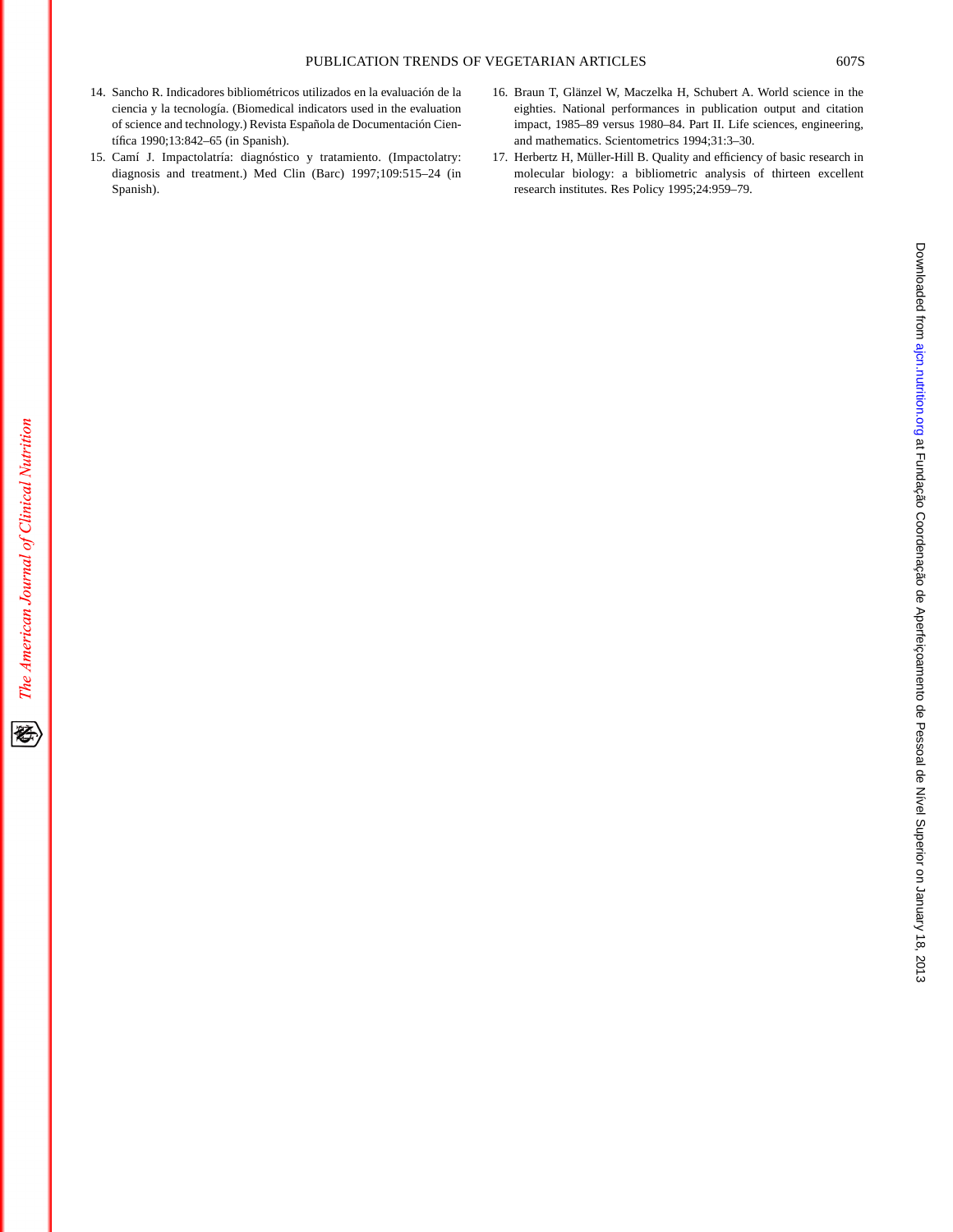14. Sancho R. Indicadores bibliométricos utilizados en la evaluación de la ciencia y la tecnología. (Biomedical indicators used in the evaluation of science and technology.) Revista Española de Documentación Científica 1990;13:842–65 (in Spanish).
15. Camí J. Impactolatría: diagnóstico y tratamiento. (Impactolatry: diagnosis and treatment.) Med Clin (Barc) 1997;109:515–24 (in Spanish).
16. Braun T, Glänzel W, Maczelka H, Schubert A. World science in the eighties. National performances in publication output and citation impact, 1985–89 versus 1980–84. Part II. Life sciences, engineering, and mathematics. Scientometrics 1994;31:3–30.
17. Herbertz H, Müller-Hill B. Quality and efficiency of basic research in molecular biology: a bibliometric analysis of thirteen excellent research institutes. Res Policy 1995;24:959–79.